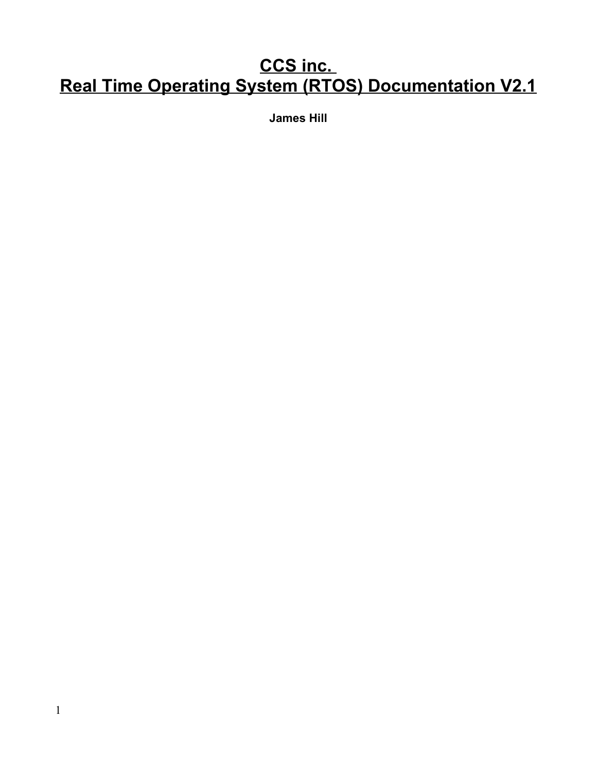# CCS inc.
# Real Time Operating System (RTOS) Documentation V2.1

**James Hill**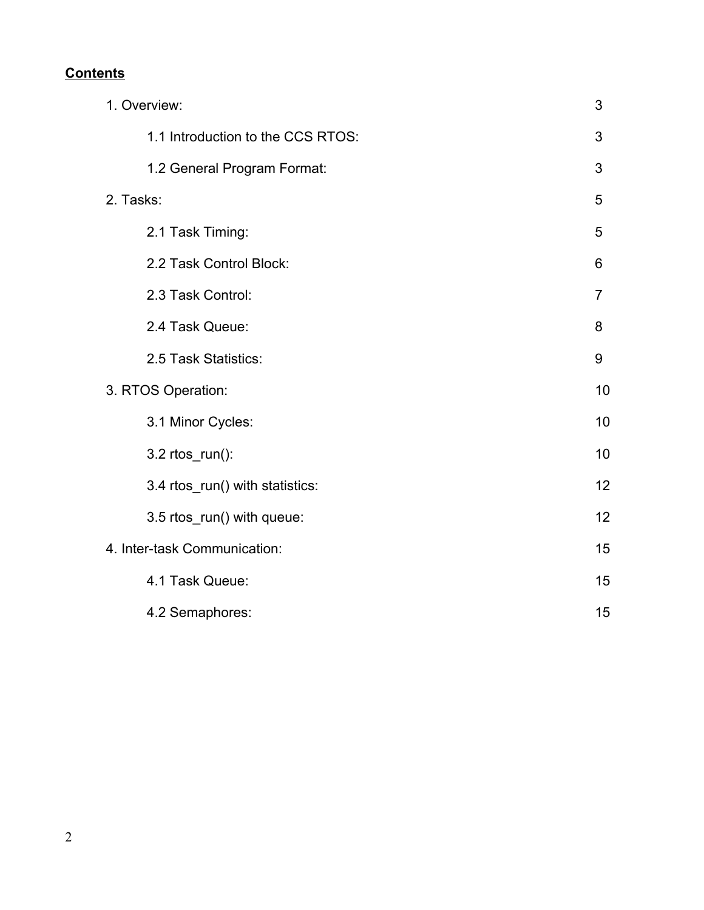**Contents**

| | |
|---|---|
| 1. Overview: | 3 |
| &nbsp;&nbsp;&nbsp;&nbsp;1.1 Introduction to the CCS RTOS: | 3 |
| &nbsp;&nbsp;&nbsp;&nbsp;1.2 General Program Format: | 3 |
| 2. Tasks: | 5 |
| &nbsp;&nbsp;&nbsp;&nbsp;2.1 Task Timing: | 5 |
| &nbsp;&nbsp;&nbsp;&nbsp;2.2 Task Control Block: | 6 |
| &nbsp;&nbsp;&nbsp;&nbsp;2.3 Task Control: | 7 |
| &nbsp;&nbsp;&nbsp;&nbsp;2.4 Task Queue: | 8 |
| &nbsp;&nbsp;&nbsp;&nbsp;2.5 Task Statistics: | 9 |
| 3. RTOS Operation: | 10 |
| &nbsp;&nbsp;&nbsp;&nbsp;3.1 Minor Cycles: | 10 |
| &nbsp;&nbsp;&nbsp;&nbsp;3.2 rtos_run(): | 10 |
| &nbsp;&nbsp;&nbsp;&nbsp;3.4 rtos_run() with statistics: | 12 |
| &nbsp;&nbsp;&nbsp;&nbsp;3.5 rtos_run() with queue: | 12 |
| 4. Inter-task Communication: | 15 |
| &nbsp;&nbsp;&nbsp;&nbsp;4.1 Task Queue: | 15 |
| &nbsp;&nbsp;&nbsp;&nbsp;4.2 Semaphores: | 15 |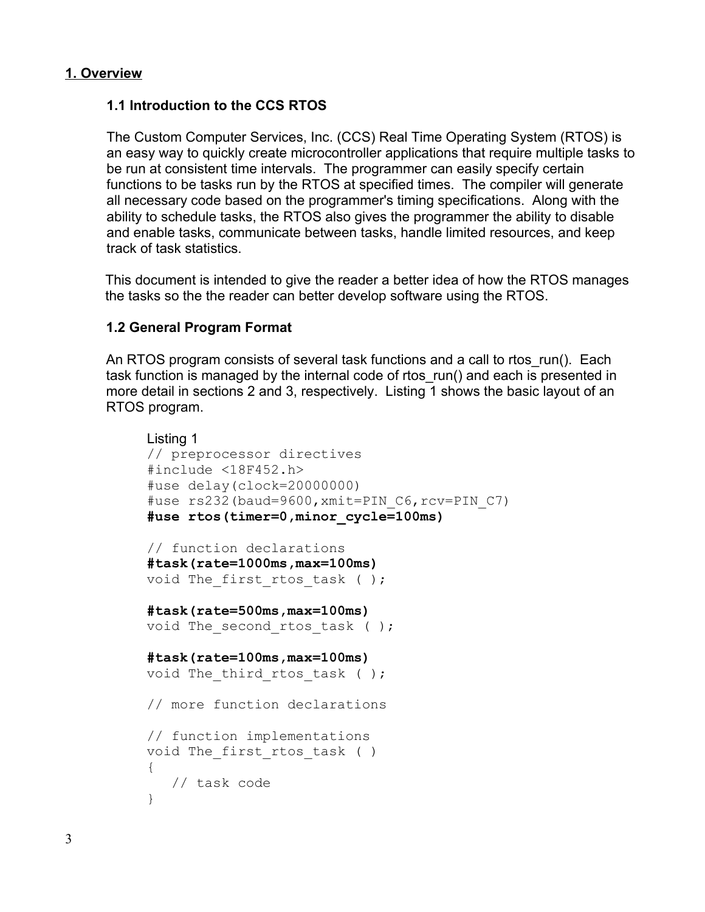## 1. Overview

### 1.1 Introduction to the CCS RTOS

The Custom Computer Services, Inc. (CCS) Real Time Operating System (RTOS) is an easy way to quickly create microcontroller applications that require multiple tasks to be run at consistent time intervals. The programmer can easily specify certain functions to be tasks run by the RTOS at specified times. The compiler will generate all necessary code based on the programmer's timing specifications. Along with the ability to schedule tasks, the RTOS also gives the programmer the ability to disable and enable tasks, communicate between tasks, handle limited resources, and keep track of task statistics.

This document is intended to give the reader a better idea of how the RTOS manages the tasks so the the reader can better develop software using the RTOS.

### 1.2 General Program Format

An RTOS program consists of several task functions and a call to rtos_run(). Each task function is managed by the internal code of rtos_run() and each is presented in more detail in sections 2 and 3, respectively. Listing 1 shows the basic layout of an RTOS program.

Listing 1

```
// preprocessor directives
#include <18F452.h>
#use delay(clock=20000000)
#use rs232(baud=9600,xmit=PIN_C6,rcv=PIN_C7)
#use rtos(timer=0,minor_cycle=100ms)

// function declarations
#task(rate=1000ms,max=100ms)
void The_first_rtos_task ( );

#task(rate=500ms,max=100ms)
void The_second_rtos_task ( );

#task(rate=100ms,max=100ms)
void The_third_rtos_task ( );

// more function declarations

// function implementations
void The_first_rtos_task ( )
{
   // task code
}
```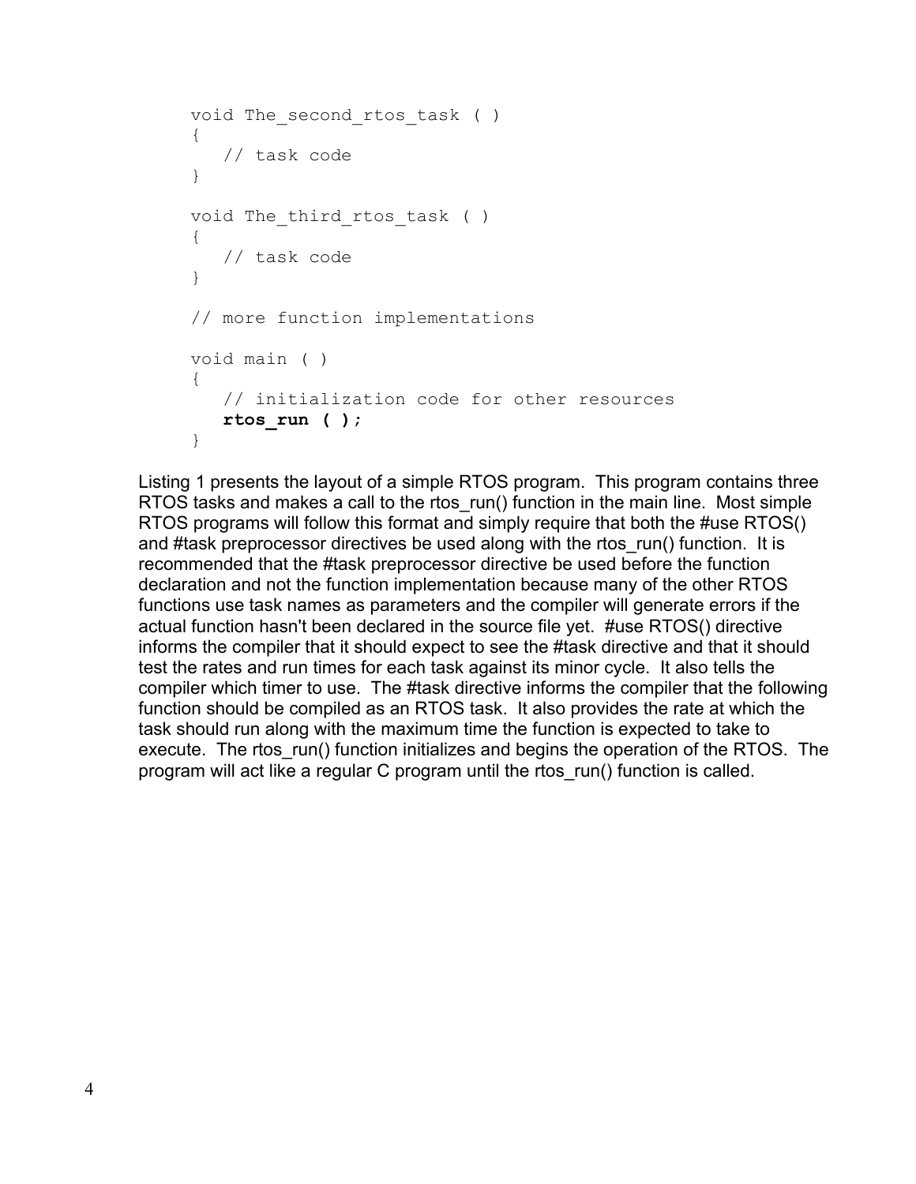```
void The_second_rtos_task ( )
{
   // task code
}

void The_third_rtos_task ( )
{
   // task code
}

// more function implementations

void main ( )
{
   // initialization code for other resources
   rtos_run ( );
}
```

Listing 1 presents the layout of a simple RTOS program. This program contains three RTOS tasks and makes a call to the rtos_run() function in the main line. Most simple RTOS programs will follow this format and simply require that both the #use RTOS() and #task preprocessor directives be used along with the rtos_run() function. It is recommended that the #task preprocessor directive be used before the function declaration and not the function implementation because many of the other RTOS functions use task names as parameters and the compiler will generate errors if the actual function hasn't been declared in the source file yet. #use RTOS() directive informs the compiler that it should expect to see the #task directive and that it should test the rates and run times for each task against its minor cycle. It also tells the compiler which timer to use. The #task directive informs the compiler that the following function should be compiled as an RTOS task. It also provides the rate at which the task should run along with the maximum time the function is expected to take to execute. The rtos_run() function initializes and begins the operation of the RTOS. The program will act like a regular C program until the rtos_run() function is called.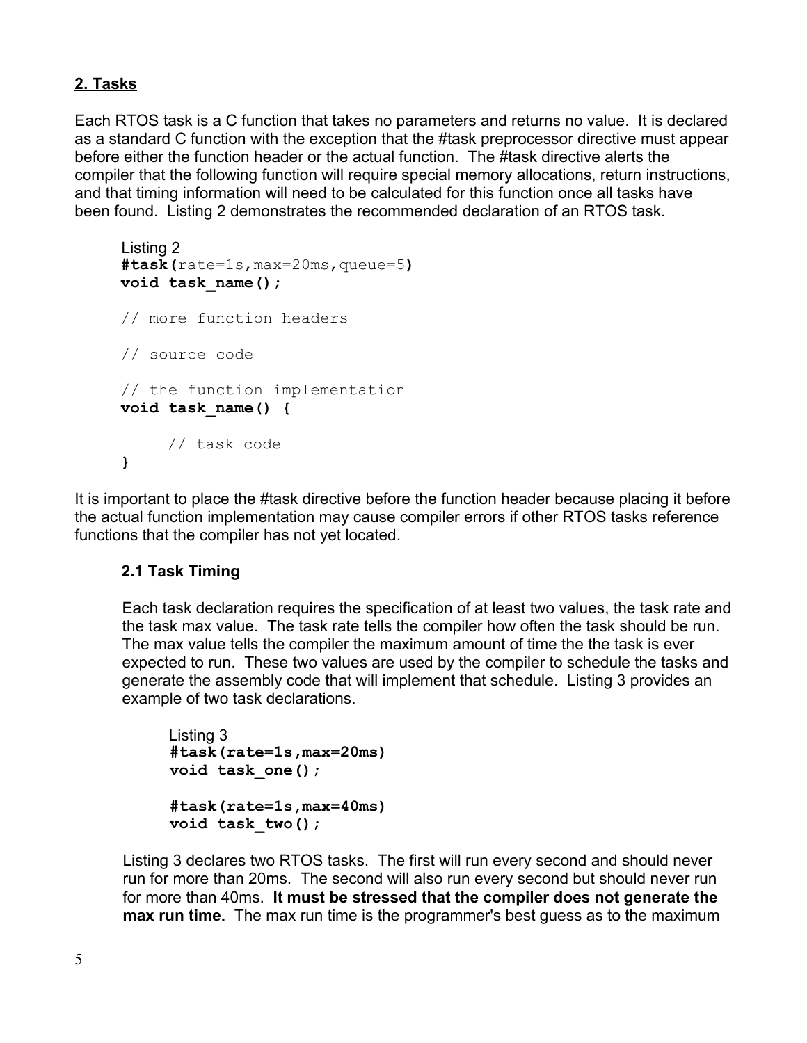## 2. Tasks

Each RTOS task is a C function that takes no parameters and returns no value. It is declared as a standard C function with the exception that the #task preprocessor directive must appear before either the function header or the actual function. The #task directive alerts the compiler that the following function will require special memory allocations, return instructions, and that timing information will need to be calculated for this function once all tasks have been found. Listing 2 demonstrates the recommended declaration of an RTOS task.

Listing 2
```
#task(rate=1s,max=20ms,queue=5)
void task_name();

// more function headers

// source code

// the function implementation
void task_name() {

     // task code
}
```

It is important to place the #task directive before the function header because placing it before the actual function implementation may cause compiler errors if other RTOS tasks reference functions that the compiler has not yet located.

### 2.1 Task Timing

Each task declaration requires the specification of at least two values, the task rate and the task max value. The task rate tells the compiler how often the task should be run. The max value tells the compiler the maximum amount of time the the task is ever expected to run. These two values are used by the compiler to schedule the tasks and generate the assembly code that will implement that schedule. Listing 3 provides an example of two task declarations.

Listing 3
```
#task(rate=1s,max=20ms)
void task_one();

#task(rate=1s,max=40ms)
void task_two();
```

Listing 3 declares two RTOS tasks. The first will run every second and should never run for more than 20ms. The second will also run every second but should never run for more than 40ms. **It must be stressed that the compiler does not generate the max run time.** The max run time is the programmer's best guess as to the maximum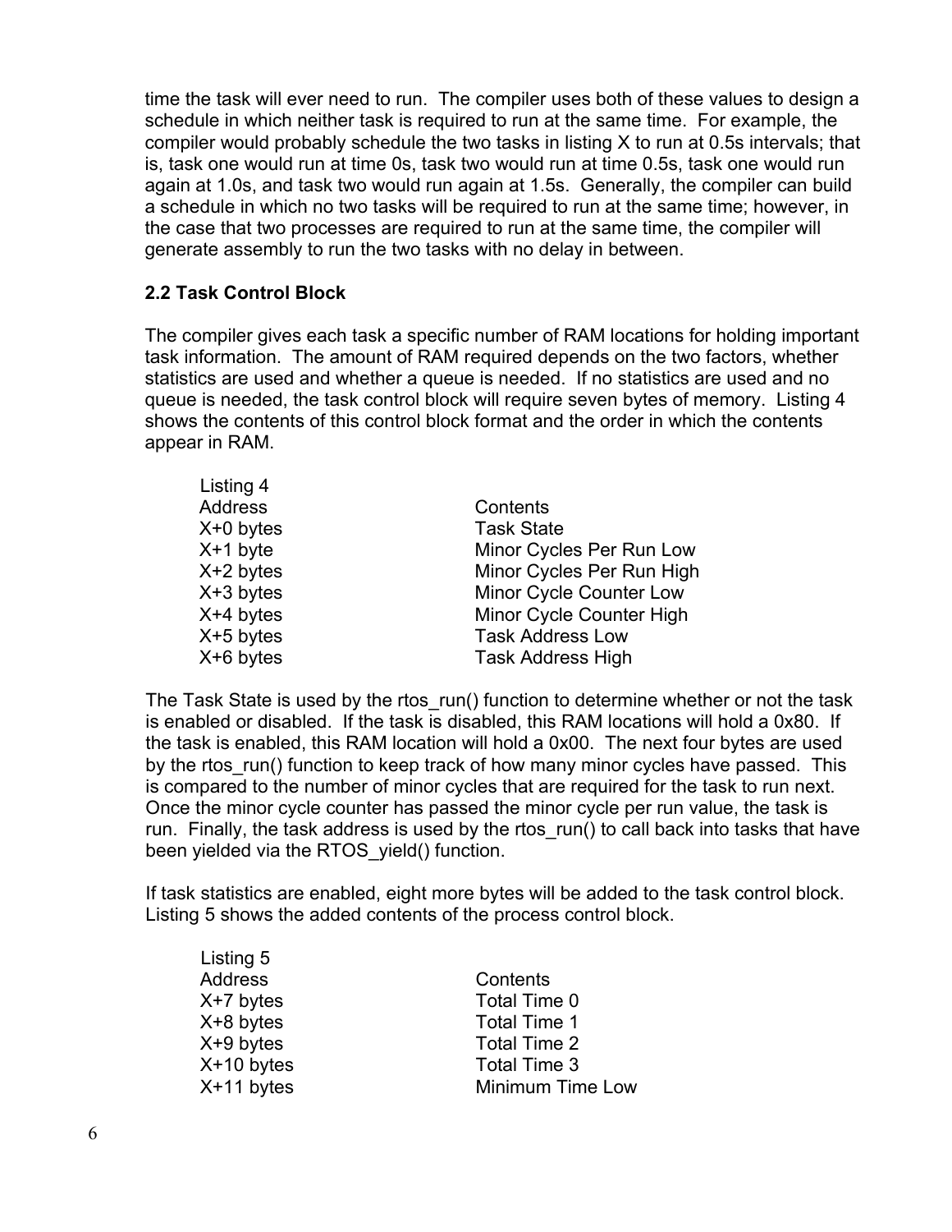time the task will ever need to run. The compiler uses both of these values to design a schedule in which neither task is required to run at the same time. For example, the compiler would probably schedule the two tasks in listing X to run at 0.5s intervals; that is, task one would run at time 0s, task two would run at time 0.5s, task one would run again at 1.0s, and task two would run again at 1.5s. Generally, the compiler can build a schedule in which no two tasks will be required to run at the same time; however, in the case that two processes are required to run at the same time, the compiler will generate assembly to run the two tasks with no delay in between.

### 2.2 Task Control Block

The compiler gives each task a specific number of RAM locations for holding important task information. The amount of RAM required depends on the two factors, whether statistics are used and whether a queue is needed. If no statistics are used and no queue is needed, the task control block will require seven bytes of memory. Listing 4 shows the contents of this control block format and the order in which the contents appear in RAM.

Listing 4

| Address | Contents |
|---|---|
| X+0 bytes | Task State |
| X+1 byte | Minor Cycles Per Run Low |
| X+2 bytes | Minor Cycles Per Run High |
| X+3 bytes | Minor Cycle Counter Low |
| X+4 bytes | Minor Cycle Counter High |
| X+5 bytes | Task Address Low |
| X+6 bytes | Task Address High |

The Task State is used by the rtos_run() function to determine whether or not the task is enabled or disabled. If the task is disabled, this RAM locations will hold a 0x80. If the task is enabled, this RAM location will hold a 0x00. The next four bytes are used by the rtos_run() function to keep track of how many minor cycles have passed. This is compared to the number of minor cycles that are required for the task to run next. Once the minor cycle counter has passed the minor cycle per run value, the task is run. Finally, the task address is used by the rtos_run() to call back into tasks that have been yielded via the RTOS_yield() function.

If task statistics are enabled, eight more bytes will be added to the task control block. Listing 5 shows the added contents of the process control block.

Listing 5

| Address | Contents |
|---|---|
| X+7 bytes | Total Time 0 |
| X+8 bytes | Total Time 1 |
| X+9 bytes | Total Time 2 |
| X+10 bytes | Total Time 3 |
| X+11 bytes | Minimum Time Low |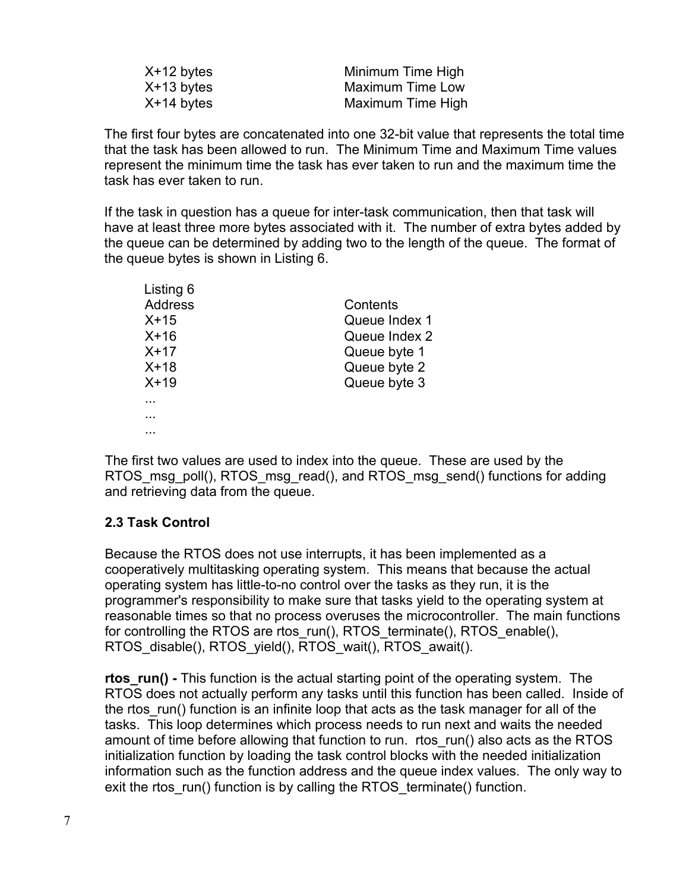| | |
|---|---|
| X+12 bytes | Minimum Time High |
| X+13 bytes | Maximum Time Low |
| X+14 bytes | Maximum Time High |

The first four bytes are concatenated into one 32-bit value that represents the total time that the task has been allowed to run. The Minimum Time and Maximum Time values represent the minimum time the task has ever taken to run and the maximum time the task has ever taken to run.

If the task in question has a queue for inter-task communication, then that task will have at least three more bytes associated with it. The number of extra bytes added by the queue can be determined by adding two to the length of the queue. The format of the queue bytes is shown in Listing 6.

Listing 6

| Address | Contents |
|---|---|
| X+15 | Queue Index 1 |
| X+16 | Queue Index 2 |
| X+17 | Queue byte 1 |
| X+18 | Queue byte 2 |
| X+19 | Queue byte 3 |
| ... | |
| ... | |
| ... | |

The first two values are used to index into the queue. These are used by the RTOS_msg_poll(), RTOS_msg_read(), and RTOS_msg_send() functions for adding and retrieving data from the queue.

### 2.3 Task Control

Because the RTOS does not use interrupts, it has been implemented as a cooperatively multitasking operating system. This means that because the actual operating system has little-to-no control over the tasks as they run, it is the programmer's responsibility to make sure that tasks yield to the operating system at reasonable times so that no process overuses the microcontroller. The main functions for controlling the RTOS are rtos_run(), RTOS_terminate(), RTOS_enable(), RTOS_disable(), RTOS_yield(), RTOS_wait(), RTOS_await().

**rtos_run() -** This function is the actual starting point of the operating system. The RTOS does not actually perform any tasks until this function has been called. Inside of the rtos_run() function is an infinite loop that acts as the task manager for all of the tasks. This loop determines which process needs to run next and waits the needed amount of time before allowing that function to run. rtos_run() also acts as the RTOS initialization function by loading the task control blocks with the needed initialization information such as the function address and the queue index values. The only way to exit the rtos_run() function is by calling the RTOS_terminate() function.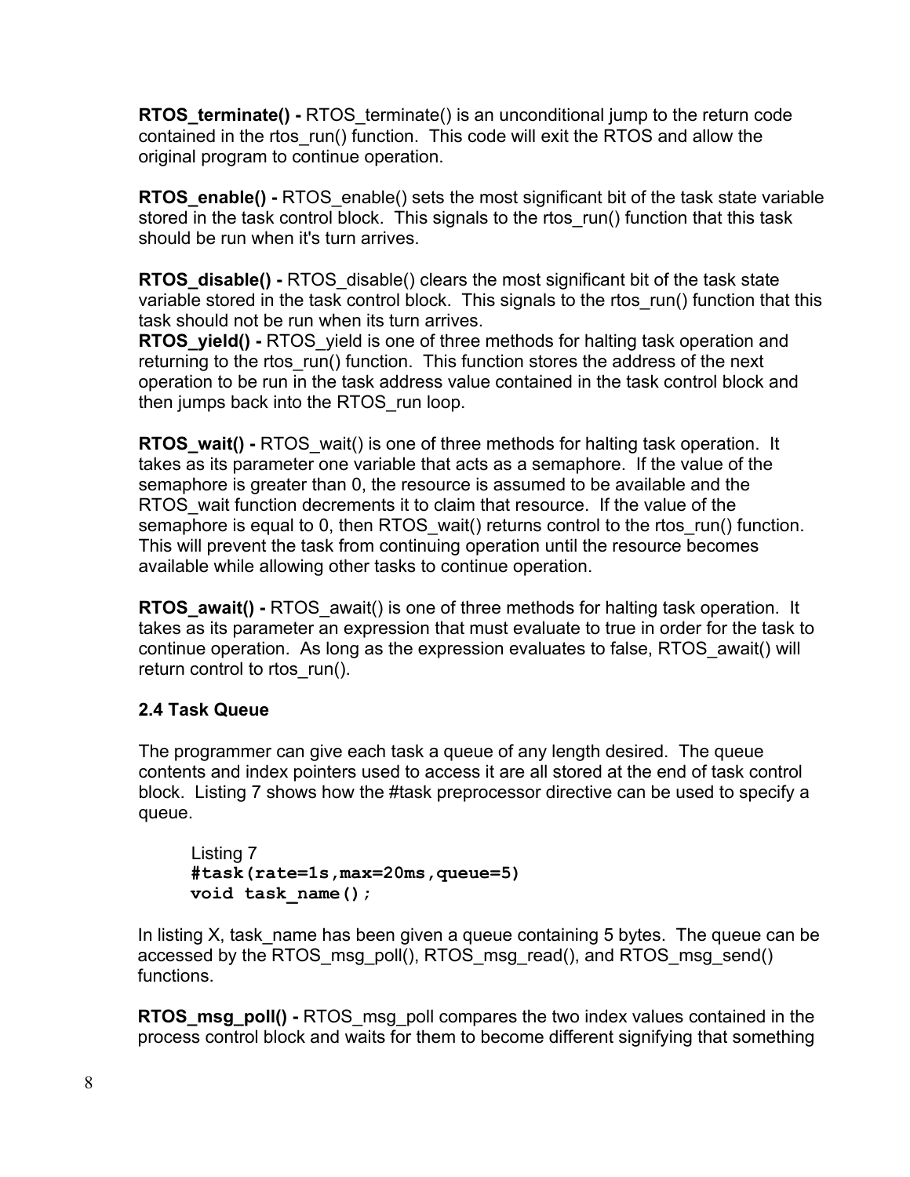**RTOS_terminate() -** RTOS_terminate() is an unconditional jump to the return code contained in the rtos_run() function. This code will exit the RTOS and allow the original program to continue operation.

**RTOS_enable() -** RTOS_enable() sets the most significant bit of the task state variable stored in the task control block. This signals to the rtos_run() function that this task should be run when it's turn arrives.

**RTOS_disable() -** RTOS_disable() clears the most significant bit of the task state variable stored in the task control block. This signals to the rtos_run() function that this task should not be run when its turn arrives.

**RTOS_yield() -** RTOS_yield is one of three methods for halting task operation and returning to the rtos_run() function. This function stores the address of the next operation to be run in the task address value contained in the task control block and then jumps back into the RTOS_run loop.

**RTOS_wait() -** RTOS_wait() is one of three methods for halting task operation. It takes as its parameter one variable that acts as a semaphore. If the value of the semaphore is greater than 0, the resource is assumed to be available and the RTOS_wait function decrements it to claim that resource. If the value of the semaphore is equal to 0, then RTOS_wait() returns control to the rtos_run() function. This will prevent the task from continuing operation until the resource becomes available while allowing other tasks to continue operation.

**RTOS_await() -** RTOS_await() is one of three methods for halting task operation. It takes as its parameter an expression that must evaluate to true in order for the task to continue operation. As long as the expression evaluates to false, RTOS_await() will return control to rtos_run().

### 2.4 Task Queue

The programmer can give each task a queue of any length desired. The queue contents and index pointers used to access it are all stored at the end of task control block. Listing 7 shows how the #task preprocessor directive can be used to specify a queue.

Listing 7
```
#task(rate=1s,max=20ms,queue=5)
void task_name();
```

In listing X, task_name has been given a queue containing 5 bytes. The queue can be accessed by the RTOS_msg_poll(), RTOS_msg_read(), and RTOS_msg_send() functions.

**RTOS_msg_poll() -** RTOS_msg_poll compares the two index values contained in the process control block and waits for them to become different signifying that something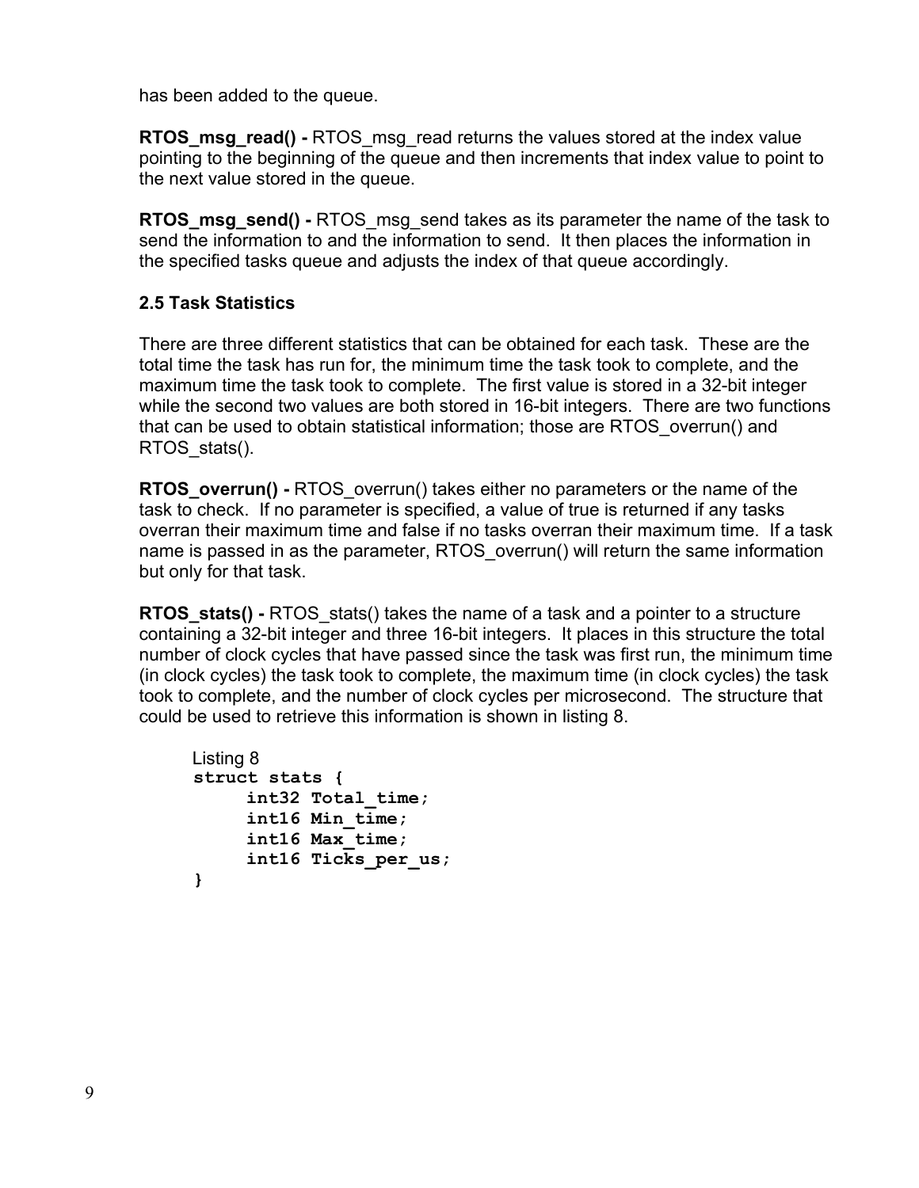has been added to the queue.

**RTOS_msg_read() -** RTOS_msg_read returns the values stored at the index value pointing to the beginning of the queue and then increments that index value to point to the next value stored in the queue.

**RTOS_msg_send() -** RTOS_msg_send takes as its parameter the name of the task to send the information to and the information to send. It then places the information in the specified tasks queue and adjusts the index of that queue accordingly.

### 2.5 Task Statistics

There are three different statistics that can be obtained for each task. These are the total time the task has run for, the minimum time the task took to complete, and the maximum time the task took to complete. The first value is stored in a 32-bit integer while the second two values are both stored in 16-bit integers. There are two functions that can be used to obtain statistical information; those are RTOS_overrun() and RTOS_stats().

**RTOS_overrun() -** RTOS_overrun() takes either no parameters or the name of the task to check. If no parameter is specified, a value of true is returned if any tasks overran their maximum time and false if no tasks overran their maximum time. If a task name is passed in as the parameter, RTOS_overrun() will return the same information but only for that task.

**RTOS_stats() -** RTOS_stats() takes the name of a task and a pointer to a structure containing a 32-bit integer and three 16-bit integers. It places in this structure the total number of clock cycles that have passed since the task was first run, the minimum time (in clock cycles) the task took to complete, the maximum time (in clock cycles) the task took to complete, and the number of clock cycles per microsecond. The structure that could be used to retrieve this information is shown in listing 8.

Listing 8
```
struct stats {
     int32 Total_time;
     int16 Min_time;
     int16 Max_time;
     int16 Ticks_per_us;
}
```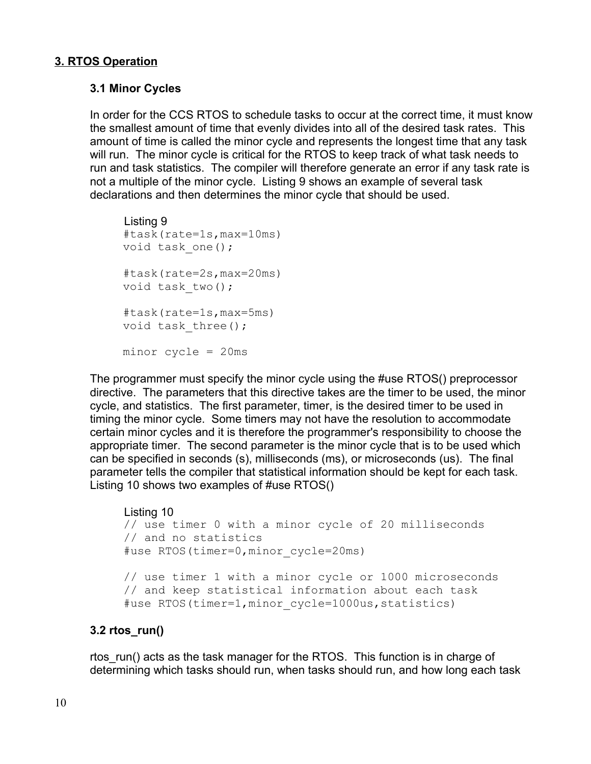## 3. RTOS Operation

### 3.1 Minor Cycles

In order for the CCS RTOS to schedule tasks to occur at the correct time, it must know the smallest amount of time that evenly divides into all of the desired task rates. This amount of time is called the minor cycle and represents the longest time that any task will run. The minor cycle is critical for the RTOS to keep track of what task needs to run and task statistics. The compiler will therefore generate an error if any task rate is not a multiple of the minor cycle. Listing 9 shows an example of several task declarations and then determines the minor cycle that should be used.

Listing 9
```
#task(rate=1s,max=10ms)
void task_one();

#task(rate=2s,max=20ms)
void task_two();

#task(rate=1s,max=5ms)
void task_three();

minor cycle = 20ms
```

The programmer must specify the minor cycle using the #use RTOS() preprocessor directive. The parameters that this directive takes are the timer to be used, the minor cycle, and statistics. The first parameter, timer, is the desired timer to be used in timing the minor cycle. Some timers may not have the resolution to accommodate certain minor cycles and it is therefore the programmer's responsibility to choose the appropriate timer. The second parameter is the minor cycle that is to be used which can be specified in seconds (s), milliseconds (ms), or microseconds (us). The final parameter tells the compiler that statistical information should be kept for each task. Listing 10 shows two examples of #use RTOS()

Listing 10
```
// use timer 0 with a minor cycle of 20 milliseconds
// and no statistics
#use RTOS(timer=0,minor_cycle=20ms)

// use timer 1 with a minor cycle or 1000 microseconds
// and keep statistical information about each task
#use RTOS(timer=1,minor_cycle=1000us,statistics)
```

### 3.2 rtos_run()

rtos_run() acts as the task manager for the RTOS. This function is in charge of determining which tasks should run, when tasks should run, and how long each task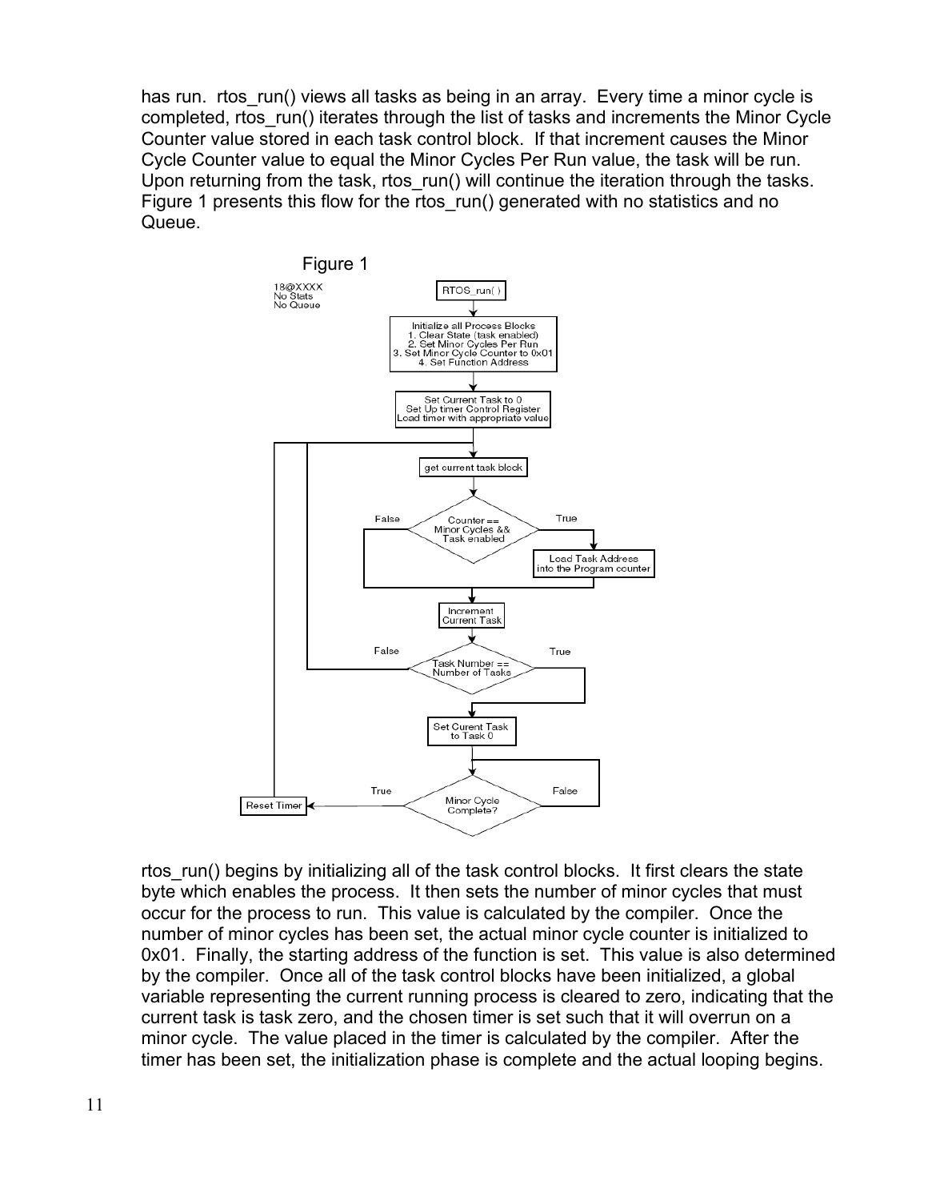has run. rtos_run() views all tasks as being in an array. Every time a minor cycle is completed, rtos_run() iterates through the list of tasks and increments the Minor Cycle Counter value stored in each task control block. If that increment causes the Minor Cycle Counter value to equal the Minor Cycles Per Run value, the task will be run. Upon returning from the task, rtos_run() will continue the iteration through the tasks. Figure 1 presents this flow for the rtos_run() generated with no statistics and no Queue.

Figure 1

rtos_run() begins by initializing all of the task control blocks. It first clears the state byte which enables the process. It then sets the number of minor cycles that must occur for the process to run. This value is calculated by the compiler. Once the number of minor cycles has been set, the actual minor cycle counter is initialized to 0x01. Finally, the starting address of the function is set. This value is also determined by the compiler. Once all of the task control blocks have been initialized, a global variable representing the current running process is cleared to zero, indicating that the current task is task zero, and the chosen timer is set such that it will overrun on a minor cycle. The value placed in the timer is calculated by the compiler. After the timer has been set, the initialization phase is complete and the actual looping begins.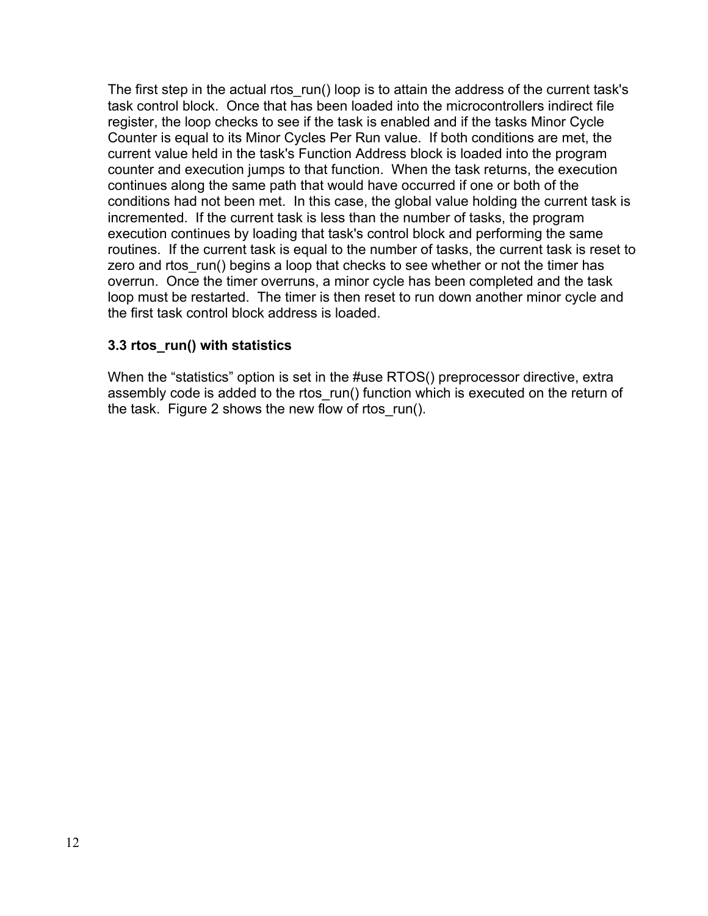The first step in the actual rtos_run() loop is to attain the address of the current task's task control block. Once that has been loaded into the microcontrollers indirect file register, the loop checks to see if the task is enabled and if the tasks Minor Cycle Counter is equal to its Minor Cycles Per Run value. If both conditions are met, the current value held in the task's Function Address block is loaded into the program counter and execution jumps to that function. When the task returns, the execution continues along the same path that would have occurred if one or both of the conditions had not been met. In this case, the global value holding the current task is incremented. If the current task is less than the number of tasks, the program execution continues by loading that task's control block and performing the same routines. If the current task is equal to the number of tasks, the current task is reset to zero and rtos_run() begins a loop that checks to see whether or not the timer has overrun. Once the timer overruns, a minor cycle has been completed and the task loop must be restarted. The timer is then reset to run down another minor cycle and the first task control block address is loaded.

### 3.3 rtos_run() with statistics

When the “statistics” option is set in the #use RTOS() preprocessor directive, extra assembly code is added to the rtos_run() function which is executed on the return of the task. Figure 2 shows the new flow of rtos_run().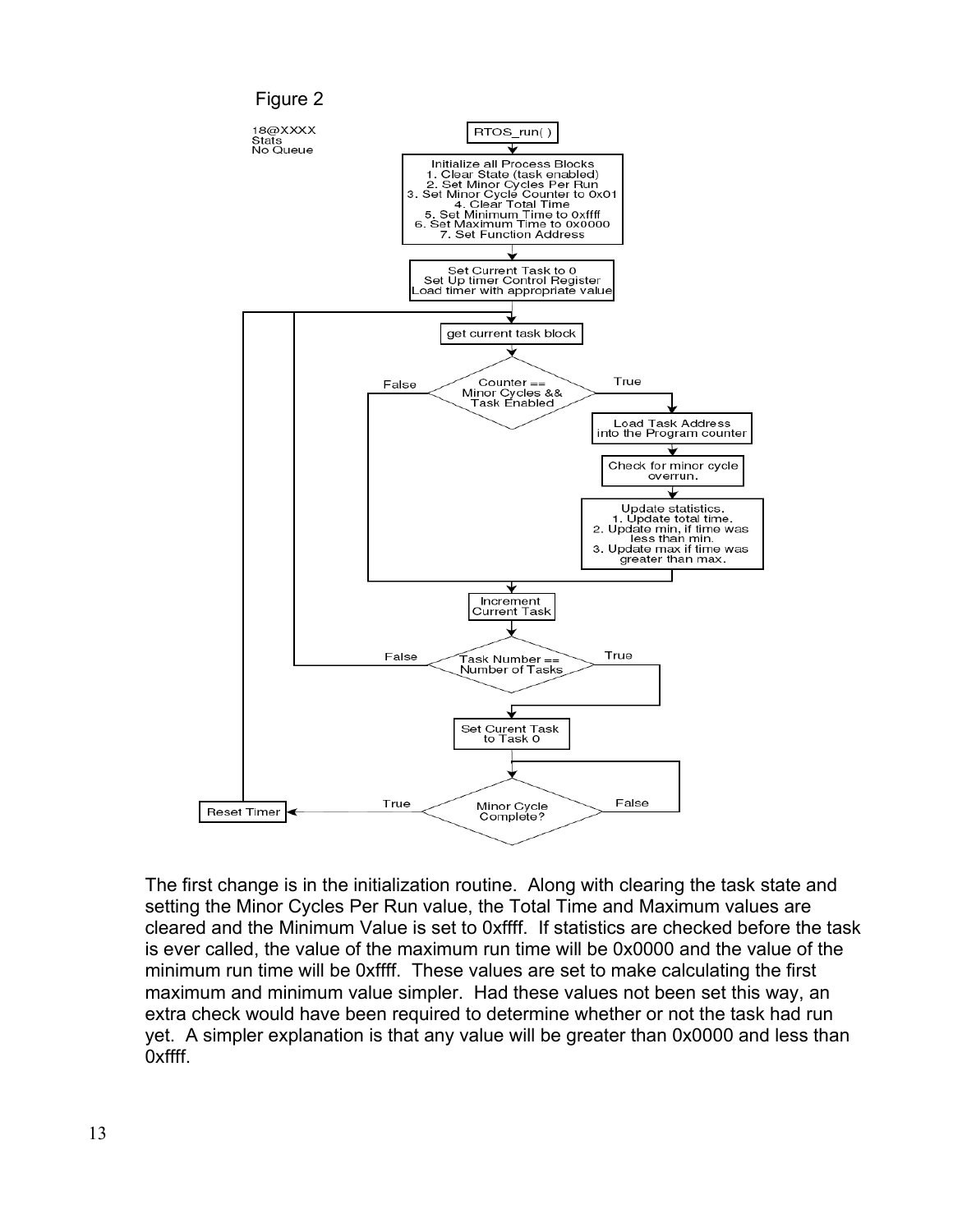Figure 2

18@XXXX
Stats
No Queue

RTOS_run( )

Initialize all Process Blocks
1. Clear State (task enabled)
2. Set Minor Cycles Per Run
3. Set Minor Cycle Counter to 0x01
4. Clear Total Time
5. Set Minimum Time to 0xffff
6. Set Maximum Time to 0x0000
7. Set Function Address

Set Current Task to 0
Set Up timer Control Register
Load timer with appropriate value

get current task block

Counter == Minor Cycles && Task Enabled

False

True

Load Task Address into the Program counter

Check for minor cycle overrun.

Update statistics.
1. Update total time.
2. Update min, if time was less than min.
3. Update max if time was greater than max.

Increment Current Task

Task Number == Number of Tasks

False

True

Set Curent Task to Task 0

Minor Cycle Complete?

True

False

Reset Timer

The first change is in the initialization routine. Along with clearing the task state and setting the Minor Cycles Per Run value, the Total Time and Maximum values are cleared and the Minimum Value is set to 0xffff. If statistics are checked before the task is ever called, the value of the maximum run time will be 0x0000 and the value of the minimum run time will be 0xffff. These values are set to make calculating the first maximum and minimum value simpler. Had these values not been set this way, an extra check would have been required to determine whether or not the task had run yet. A simpler explanation is that any value will be greater than 0x0000 and less than 0xffff.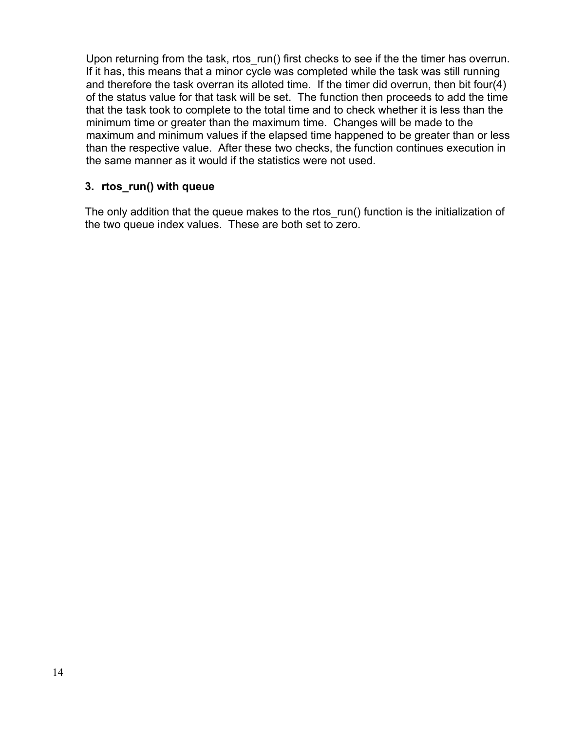Upon returning from the task, rtos_run() first checks to see if the the timer has overrun. If it has, this means that a minor cycle was completed while the task was still running and therefore the task overran its alloted time. If the timer did overrun, then bit four(4) of the status value for that task will be set. The function then proceeds to add the time that the task took to complete to the total time and to check whether it is less than the minimum time or greater than the maximum time. Changes will be made to the maximum and minimum values if the elapsed time happened to be greater than or less than the respective value. After these two checks, the function continues execution in the same manner as it would if the statistics were not used.

### 3. rtos_run() with queue

The only addition that the queue makes to the rtos_run() function is the initialization of the two queue index values. These are both set to zero.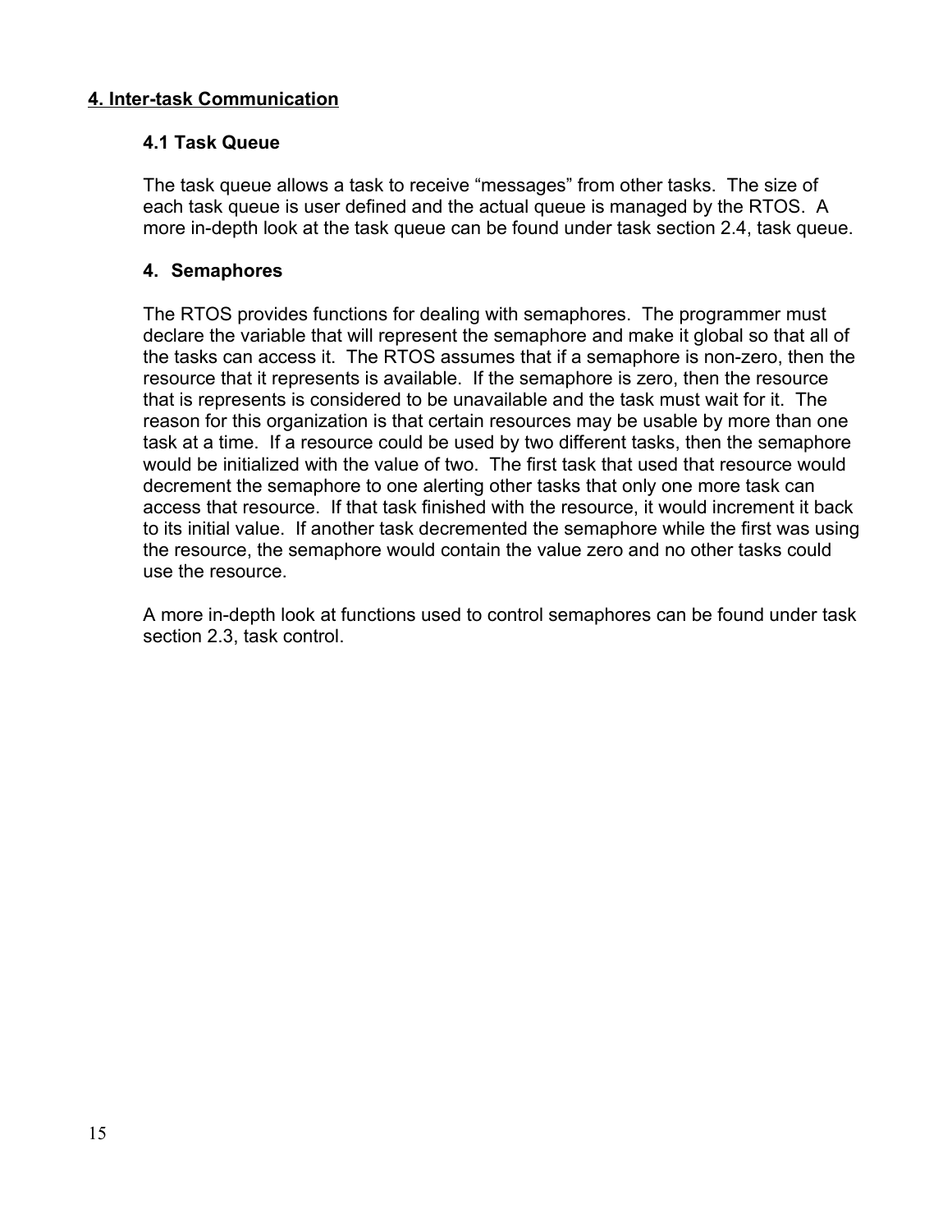## 4. Inter-task Communication

### 4.1 Task Queue

The task queue allows a task to receive "messages" from other tasks. The size of each task queue is user defined and the actual queue is managed by the RTOS. A more in-depth look at the task queue can be found under task section 2.4, task queue.

### 4. Semaphores

The RTOS provides functions for dealing with semaphores. The programmer must declare the variable that will represent the semaphore and make it global so that all of the tasks can access it. The RTOS assumes that if a semaphore is non-zero, then the resource that it represents is available. If the semaphore is zero, then the resource that is represents is considered to be unavailable and the task must wait for it. The reason for this organization is that certain resources may be usable by more than one task at a time. If a resource could be used by two different tasks, then the semaphore would be initialized with the value of two. The first task that used that resource would decrement the semaphore to one alerting other tasks that only one more task can access that resource. If that task finished with the resource, it would increment it back to its initial value. If another task decremented the semaphore while the first was using the resource, the semaphore would contain the value zero and no other tasks could use the resource.

A more in-depth look at functions used to control semaphores can be found under task section 2.3, task control.